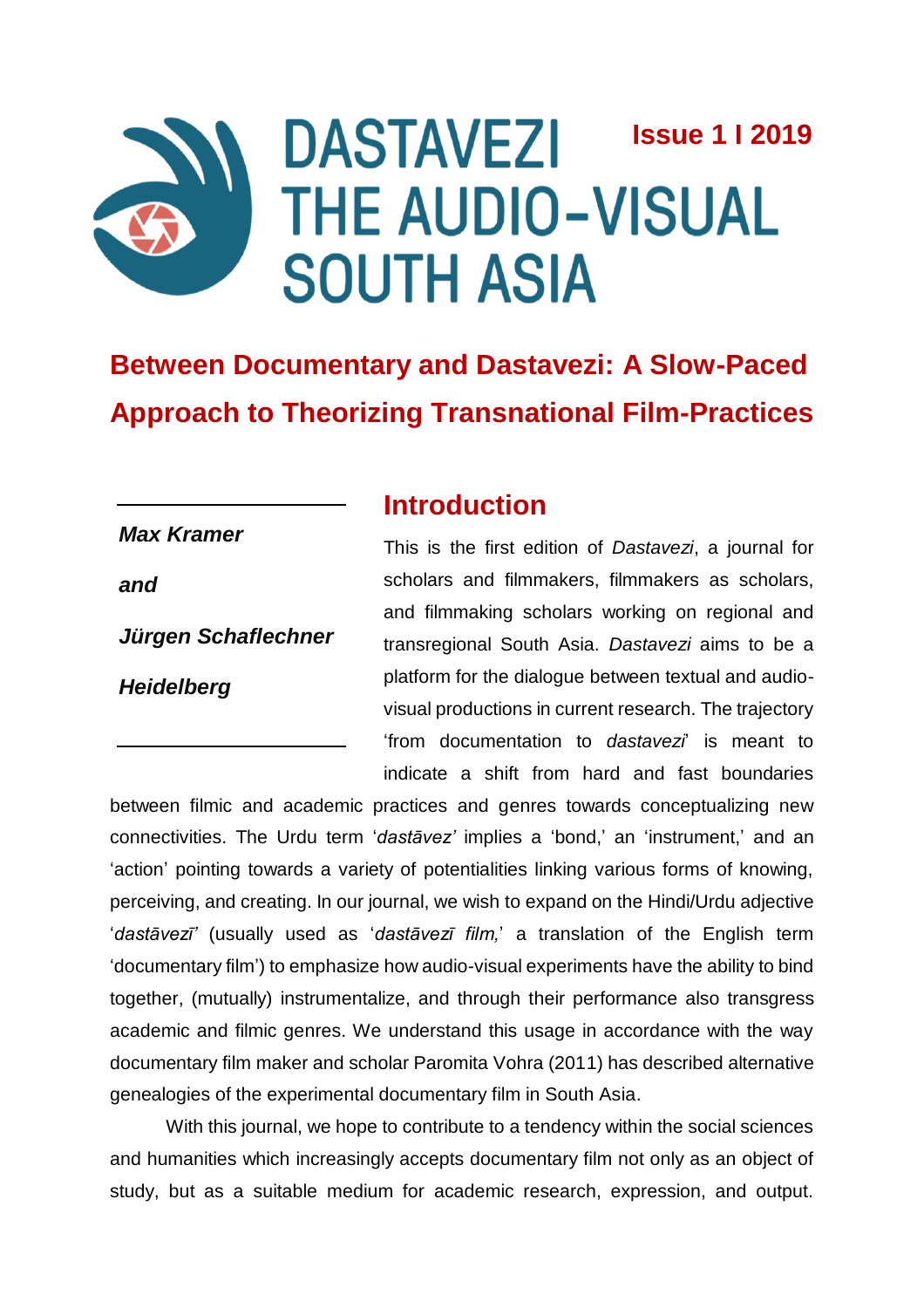# DASTAVEZI THE AUDIO-VISUAL SOUTH ASIA

**Issue 1 I 2019**

# Between Documentary and Dastavezi: A Slow-Paced Approach to Theorizing Transnational Film-Practices

***Max Kramer***

***and***

***Jürgen Schaflechner***

***Heidelberg***

## Introduction

This is the first edition of *Dastavezi*, a journal for scholars and filmmakers, filmmakers as scholars, and filmmaking scholars working on regional and transregional South Asia. *Dastavezi* aims to be a platform for the dialogue between textual and audio-visual productions in current research. The trajectory 'from documentation to *dastavezi*' is meant to indicate a shift from hard and fast boundaries between filmic and academic practices and genres towards conceptualizing new connectivities. The Urdu term '*dastāvez'* implies a 'bond,' an 'instrument,' and an 'action' pointing towards a variety of potentialities linking various forms of knowing, perceiving, and creating. In our journal, we wish to expand on the Hindi/Urdu adjective '*dastāvezī*' (usually used as '*dastāvezī film,*' a translation of the English term 'documentary film') to emphasize how audio-visual experiments have the ability to bind together, (mutually) instrumentalize, and through their performance also transgress academic and filmic genres. We understand this usage in accordance with the way documentary film maker and scholar Paromita Vohra (2011) has described alternative genealogies of the experimental documentary film in South Asia.

With this journal, we hope to contribute to a tendency within the social sciences and humanities which increasingly accepts documentary film not only as an object of study, but as a suitable medium for academic research, expression, and output.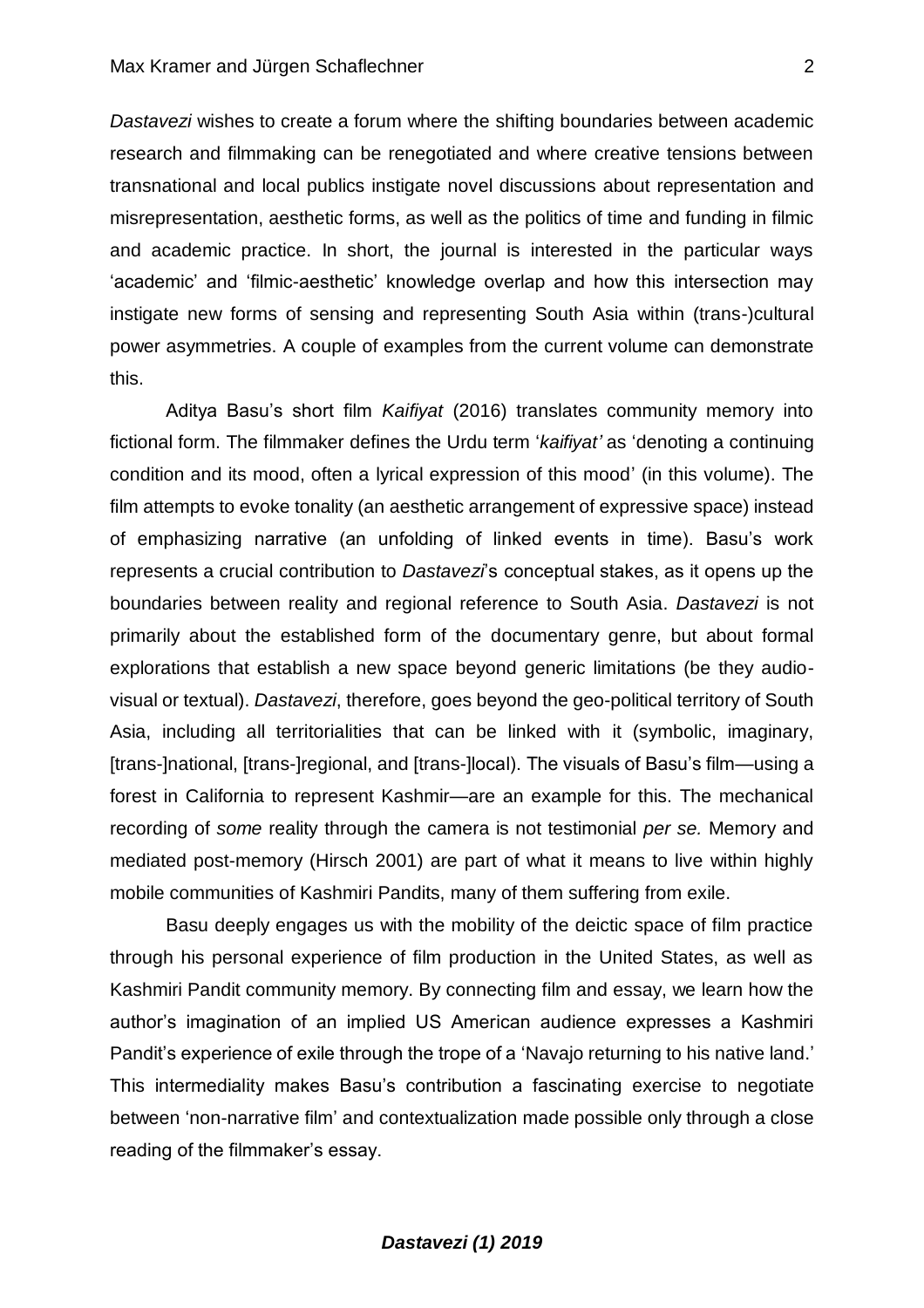*Dastavezi* wishes to create a forum where the shifting boundaries between academic research and filmmaking can be renegotiated and where creative tensions between transnational and local publics instigate novel discussions about representation and misrepresentation, aesthetic forms, as well as the politics of time and funding in filmic and academic practice. In short, the journal is interested in the particular ways 'academic' and 'filmic-aesthetic' knowledge overlap and how this intersection may instigate new forms of sensing and representing South Asia within (trans-)cultural power asymmetries. A couple of examples from the current volume can demonstrate this.

Aditya Basu's short film *Kaifiyat* (2016) translates community memory into fictional form. The filmmaker defines the Urdu term '*kaifiyat'* as 'denoting a continuing condition and its mood, often a lyrical expression of this mood' (in this volume). The film attempts to evoke tonality (an aesthetic arrangement of expressive space) instead of emphasizing narrative (an unfolding of linked events in time). Basu's work represents a crucial contribution to *Dastavezi*'s conceptual stakes, as it opens up the boundaries between reality and regional reference to South Asia. *Dastavezi* is not primarily about the established form of the documentary genre, but about formal explorations that establish a new space beyond generic limitations (be they audio-visual or textual). *Dastavezi*, therefore, goes beyond the geo-political territory of South Asia, including all territorialities that can be linked with it (symbolic, imaginary, [trans-]national, [trans-]regional, and [trans-]local). The visuals of Basu's film—using a forest in California to represent Kashmir—are an example for this. The mechanical recording of *some* reality through the camera is not testimonial *per se.* Memory and mediated post-memory (Hirsch 2001) are part of what it means to live within highly mobile communities of Kashmiri Pandits, many of them suffering from exile.

Basu deeply engages us with the mobility of the deictic space of film practice through his personal experience of film production in the United States, as well as Kashmiri Pandit community memory. By connecting film and essay, we learn how the author's imagination of an implied US American audience expresses a Kashmiri Pandit's experience of exile through the trope of a 'Navajo returning to his native land.' This intermediality makes Basu's contribution a fascinating exercise to negotiate between 'non-narrative film' and contextualization made possible only through a close reading of the filmmaker's essay.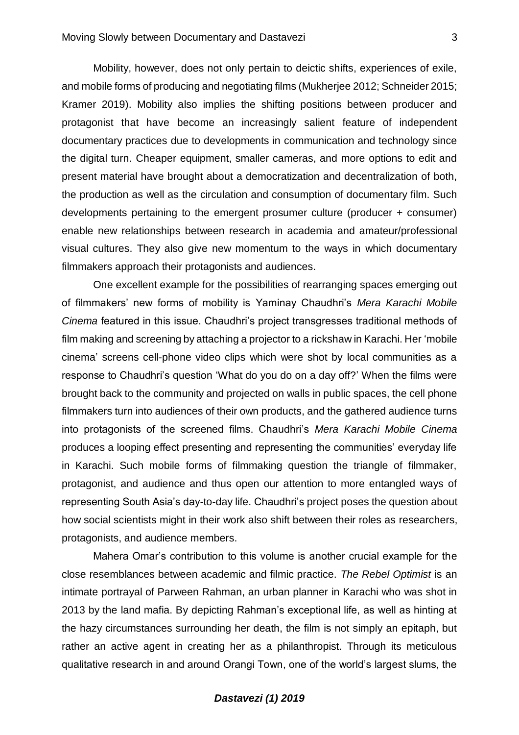Mobility, however, does not only pertain to deictic shifts, experiences of exile, and mobile forms of producing and negotiating films (Mukherjee 2012; Schneider 2015; Kramer 2019). Mobility also implies the shifting positions between producer and protagonist that have become an increasingly salient feature of independent documentary practices due to developments in communication and technology since the digital turn. Cheaper equipment, smaller cameras, and more options to edit and present material have brought about a democratization and decentralization of both, the production as well as the circulation and consumption of documentary film. Such developments pertaining to the emergent prosumer culture (producer + consumer) enable new relationships between research in academia and amateur/professional visual cultures. They also give new momentum to the ways in which documentary filmmakers approach their protagonists and audiences.

One excellent example for the possibilities of rearranging spaces emerging out of filmmakers' new forms of mobility is Yaminay Chaudhri's *Mera Karachi Mobile Cinema* featured in this issue. Chaudhri's project transgresses traditional methods of film making and screening by attaching a projector to a rickshaw in Karachi. Her 'mobile cinema' screens cell-phone video clips which were shot by local communities as a response to Chaudhri's question 'What do you do on a day off?' When the films were brought back to the community and projected on walls in public spaces, the cell phone filmmakers turn into audiences of their own products, and the gathered audience turns into protagonists of the screened films. Chaudhri's *Mera Karachi Mobile Cinema* produces a looping effect presenting and representing the communities' everyday life in Karachi. Such mobile forms of filmmaking question the triangle of filmmaker, protagonist, and audience and thus open our attention to more entangled ways of representing South Asia's day-to-day life. Chaudhri's project poses the question about how social scientists might in their work also shift between their roles as researchers, protagonists, and audience members.

Mahera Omar's contribution to this volume is another crucial example for the close resemblances between academic and filmic practice. *The Rebel Optimist* is an intimate portrayal of Parween Rahman, an urban planner in Karachi who was shot in 2013 by the land mafia. By depicting Rahman's exceptional life, as well as hinting at the hazy circumstances surrounding her death, the film is not simply an epitaph, but rather an active agent in creating her as a philanthropist. Through its meticulous qualitative research in and around Orangi Town, one of the world's largest slums, the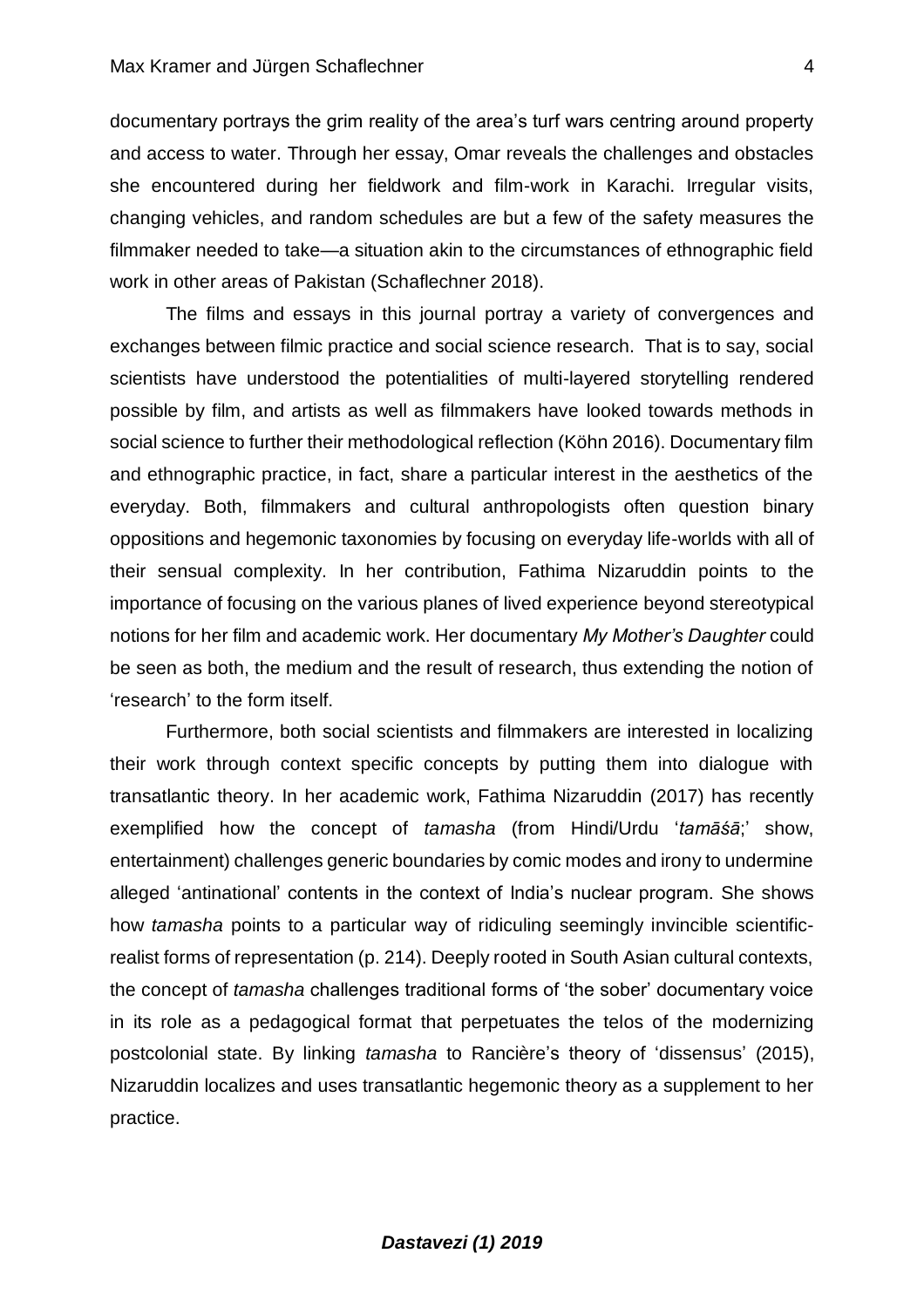documentary portrays the grim reality of the area's turf wars centring around property and access to water. Through her essay, Omar reveals the challenges and obstacles she encountered during her fieldwork and film-work in Karachi. Irregular visits, changing vehicles, and random schedules are but a few of the safety measures the filmmaker needed to take—a situation akin to the circumstances of ethnographic field work in other areas of Pakistan (Schaflechner 2018).

The films and essays in this journal portray a variety of convergences and exchanges between filmic practice and social science research. That is to say, social scientists have understood the potentialities of multi-layered storytelling rendered possible by film, and artists as well as filmmakers have looked towards methods in social science to further their methodological reflection (Köhn 2016). Documentary film and ethnographic practice, in fact, share a particular interest in the aesthetics of the everyday. Both, filmmakers and cultural anthropologists often question binary oppositions and hegemonic taxonomies by focusing on everyday life-worlds with all of their sensual complexity. In her contribution, Fathima Nizaruddin points to the importance of focusing on the various planes of lived experience beyond stereotypical notions for her film and academic work. Her documentary *My Mother's Daughter* could be seen as both, the medium and the result of research, thus extending the notion of 'research' to the form itself.

Furthermore, both social scientists and filmmakers are interested in localizing their work through context specific concepts by putting them into dialogue with transatlantic theory. In her academic work, Fathima Nizaruddin (2017) has recently exemplified how the concept of *tamasha* (from Hindi/Urdu '*tamāśā*;' show, entertainment) challenges generic boundaries by comic modes and irony to undermine alleged 'antinational' contents in the context of India's nuclear program. She shows how *tamasha* points to a particular way of ridiculing seemingly invincible scientific-realist forms of representation (p. 214). Deeply rooted in South Asian cultural contexts, the concept of *tamasha* challenges traditional forms of 'the sober' documentary voice in its role as a pedagogical format that perpetuates the telos of the modernizing postcolonial state. By linking *tamasha* to Rancière's theory of 'dissensus' (2015), Nizaruddin localizes and uses transatlantic hegemonic theory as a supplement to her practice.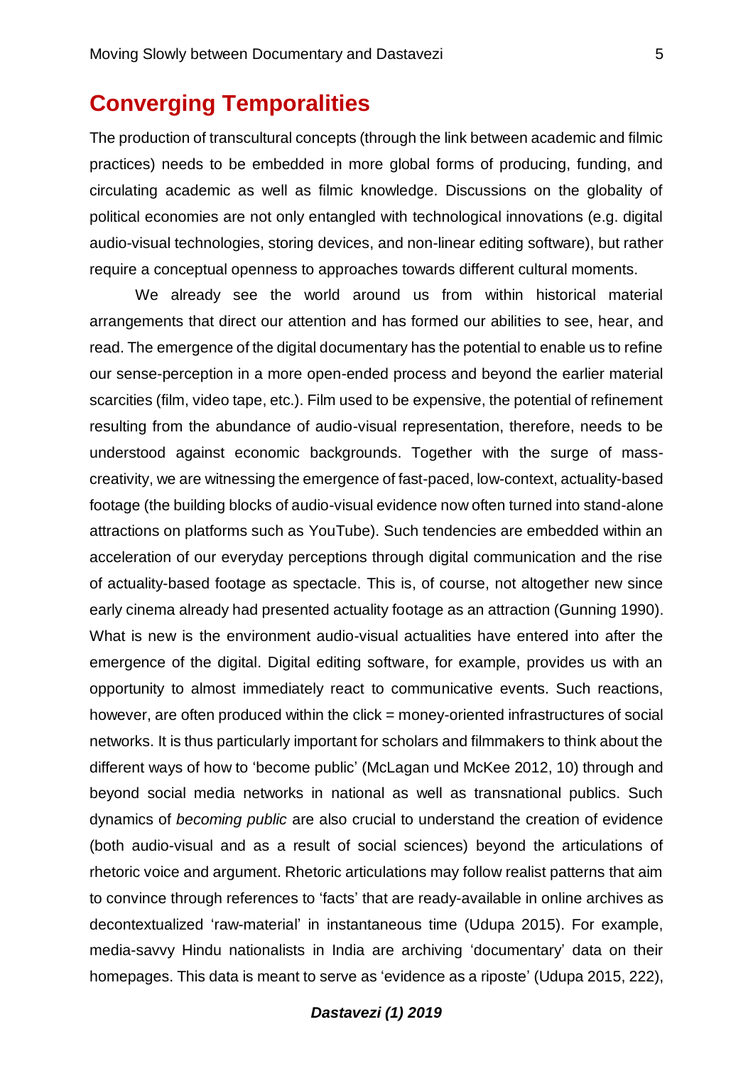## Converging Temporalities

The production of transcultural concepts (through the link between academic and filmic practices) needs to be embedded in more global forms of producing, funding, and circulating academic as well as filmic knowledge. Discussions on the globality of political economies are not only entangled with technological innovations (e.g. digital audio-visual technologies, storing devices, and non-linear editing software), but rather require a conceptual openness to approaches towards different cultural moments.

We already see the world around us from within historical material arrangements that direct our attention and has formed our abilities to see, hear, and read. The emergence of the digital documentary has the potential to enable us to refine our sense-perception in a more open-ended process and beyond the earlier material scarcities (film, video tape, etc.). Film used to be expensive, the potential of refinement resulting from the abundance of audio-visual representation, therefore, needs to be understood against economic backgrounds. Together with the surge of mass-creativity, we are witnessing the emergence of fast-paced, low-context, actuality-based footage (the building blocks of audio-visual evidence now often turned into stand-alone attractions on platforms such as YouTube). Such tendencies are embedded within an acceleration of our everyday perceptions through digital communication and the rise of actuality-based footage as spectacle. This is, of course, not altogether new since early cinema already had presented actuality footage as an attraction (Gunning 1990). What is new is the environment audio-visual actualities have entered into after the emergence of the digital. Digital editing software, for example, provides us with an opportunity to almost immediately react to communicative events. Such reactions, however, are often produced within the click = money-oriented infrastructures of social networks. It is thus particularly important for scholars and filmmakers to think about the different ways of how to 'become public' (McLagan und McKee 2012, 10) through and beyond social media networks in national as well as transnational publics. Such dynamics of *becoming public* are also crucial to understand the creation of evidence (both audio-visual and as a result of social sciences) beyond the articulations of rhetoric voice and argument. Rhetoric articulations may follow realist patterns that aim to convince through references to 'facts' that are ready-available in online archives as decontextualized 'raw-material' in instantaneous time (Udupa 2015). For example, media-savvy Hindu nationalists in India are archiving 'documentary' data on their homepages. This data is meant to serve as 'evidence as a riposte' (Udupa 2015, 222),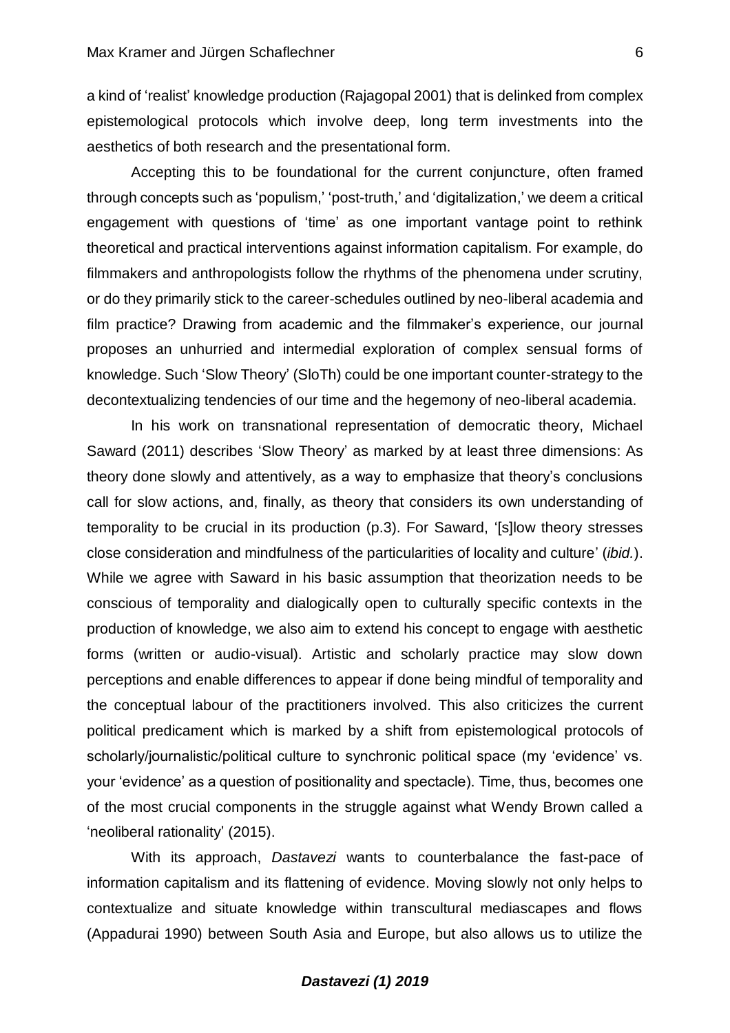a kind of 'realist' knowledge production (Rajagopal 2001) that is delinked from complex epistemological protocols which involve deep, long term investments into the aesthetics of both research and the presentational form.

Accepting this to be foundational for the current conjuncture, often framed through concepts such as 'populism,' 'post-truth,' and 'digitalization,' we deem a critical engagement with questions of 'time' as one important vantage point to rethink theoretical and practical interventions against information capitalism. For example, do filmmakers and anthropologists follow the rhythms of the phenomena under scrutiny, or do they primarily stick to the career-schedules outlined by neo-liberal academia and film practice? Drawing from academic and the filmmaker's experience, our journal proposes an unhurried and intermedial exploration of complex sensual forms of knowledge. Such 'Slow Theory' (SloTh) could be one important counter-strategy to the decontextualizing tendencies of our time and the hegemony of neo-liberal academia.

In his work on transnational representation of democratic theory, Michael Saward (2011) describes 'Slow Theory' as marked by at least three dimensions: As theory done slowly and attentively, as a way to emphasize that theory's conclusions call for slow actions, and, finally, as theory that considers its own understanding of temporality to be crucial in its production (p.3). For Saward, '[s]low theory stresses close consideration and mindfulness of the particularities of locality and culture' (*ibid.*). While we agree with Saward in his basic assumption that theorization needs to be conscious of temporality and dialogically open to culturally specific contexts in the production of knowledge, we also aim to extend his concept to engage with aesthetic forms (written or audio-visual). Artistic and scholarly practice may slow down perceptions and enable differences to appear if done being mindful of temporality and the conceptual labour of the practitioners involved. This also criticizes the current political predicament which is marked by a shift from epistemological protocols of scholarly/journalistic/political culture to synchronic political space (my 'evidence' vs. your 'evidence' as a question of positionality and spectacle). Time, thus, becomes one of the most crucial components in the struggle against what Wendy Brown called a 'neoliberal rationality' (2015).

With its approach, *Dastavezi* wants to counterbalance the fast-pace of information capitalism and its flattening of evidence. Moving slowly not only helps to contextualize and situate knowledge within transcultural mediascapes and flows (Appadurai 1990) between South Asia and Europe, but also allows us to utilize the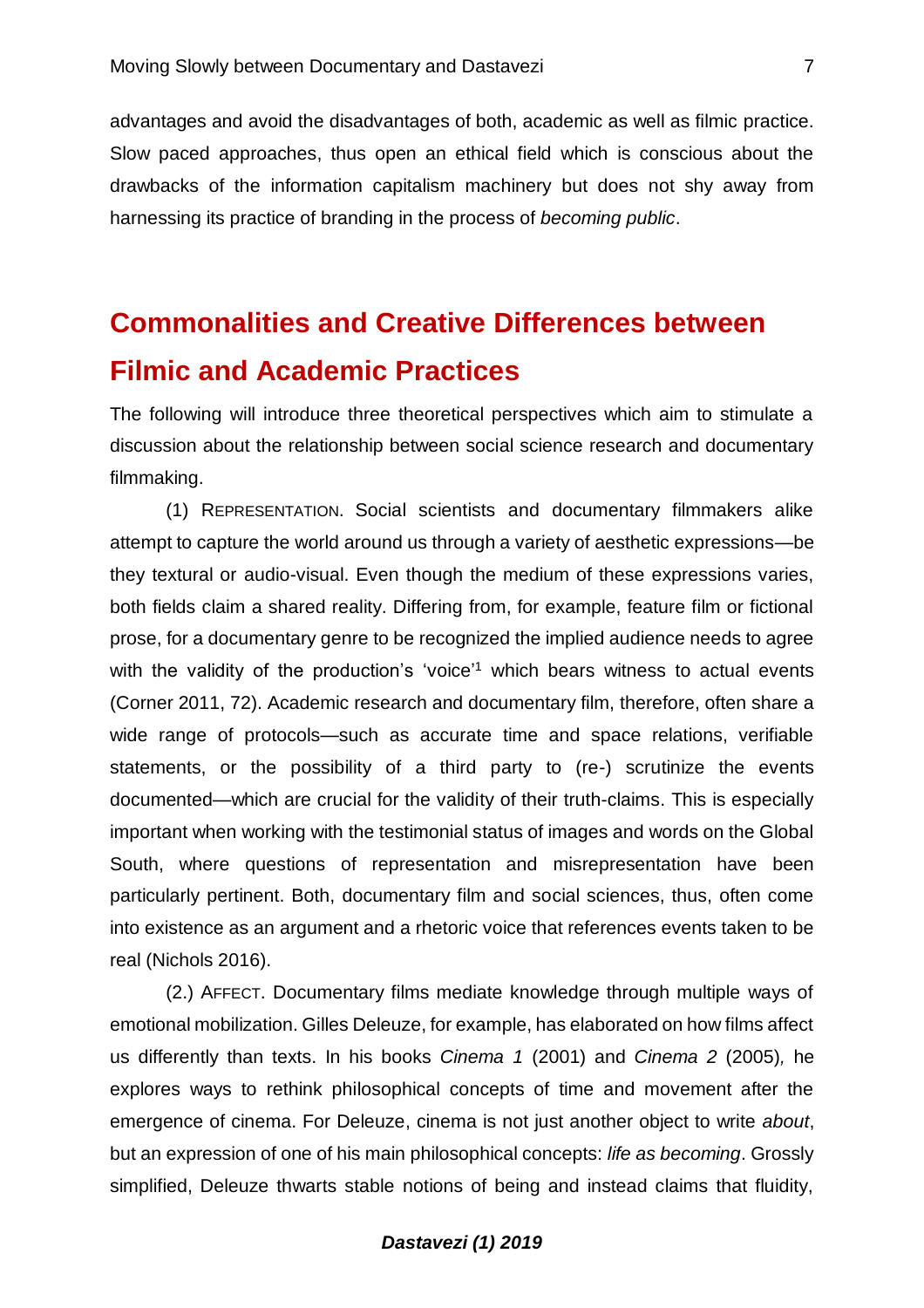advantages and avoid the disadvantages of both, academic as well as filmic practice. Slow paced approaches, thus open an ethical field which is conscious about the drawbacks of the information capitalism machinery but does not shy away from harnessing its practice of branding in the process of *becoming public*.

## Commonalities and Creative Differences between Filmic and Academic Practices

The following will introduce three theoretical perspectives which aim to stimulate a discussion about the relationship between social science research and documentary filmmaking.

(1) REPRESENTATION. Social scientists and documentary filmmakers alike attempt to capture the world around us through a variety of aesthetic expressions—be they textural or audio-visual. Even though the medium of these expressions varies, both fields claim a shared reality. Differing from, for example, feature film or fictional prose, for a documentary genre to be recognized the implied audience needs to agree with the validity of the production's 'voice'[1] which bears witness to actual events (Corner 2011, 72). Academic research and documentary film, therefore, often share a wide range of protocols—such as accurate time and space relations, verifiable statements, or the possibility of a third party to (re-) scrutinize the events documented—which are crucial for the validity of their truth-claims. This is especially important when working with the testimonial status of images and words on the Global South, where questions of representation and misrepresentation have been particularly pertinent. Both, documentary film and social sciences, thus, often come into existence as an argument and a rhetoric voice that references events taken to be real (Nichols 2016).

(2.) AFFECT. Documentary films mediate knowledge through multiple ways of emotional mobilization. Gilles Deleuze, for example, has elaborated on how films affect us differently than texts. In his books *Cinema 1* (2001) and *Cinema 2* (2005), he explores ways to rethink philosophical concepts of time and movement after the emergence of cinema. For Deleuze, cinema is not just another object to write *about*, but an expression of one of his main philosophical concepts: *life as becoming*. Grossly simplified, Deleuze thwarts stable notions of being and instead claims that fluidity,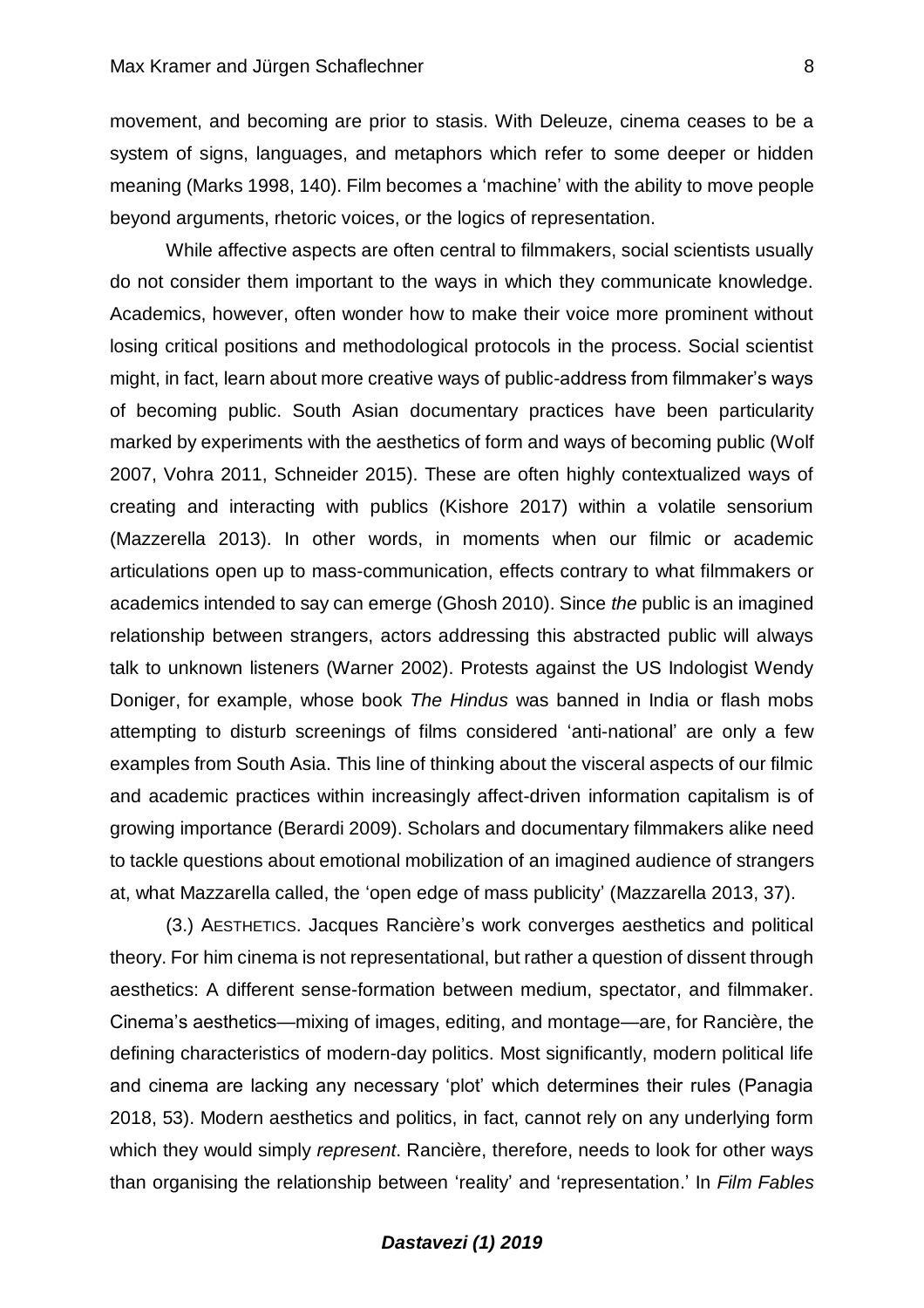movement, and becoming are prior to stasis. With Deleuze, cinema ceases to be a system of signs, languages, and metaphors which refer to some deeper or hidden meaning (Marks 1998, 140). Film becomes a 'machine' with the ability to move people beyond arguments, rhetoric voices, or the logics of representation.

While affective aspects are often central to filmmakers, social scientists usually do not consider them important to the ways in which they communicate knowledge. Academics, however, often wonder how to make their voice more prominent without losing critical positions and methodological protocols in the process. Social scientist might, in fact, learn about more creative ways of public-address from filmmaker's ways of becoming public. South Asian documentary practices have been particularity marked by experiments with the aesthetics of form and ways of becoming public (Wolf 2007, Vohra 2011, Schneider 2015). These are often highly contextualized ways of creating and interacting with publics (Kishore 2017) within a volatile sensorium (Mazzerella 2013). In other words, in moments when our filmic or academic articulations open up to mass-communication, effects contrary to what filmmakers or academics intended to say can emerge (Ghosh 2010). Since *the* public is an imagined relationship between strangers, actors addressing this abstracted public will always talk to unknown listeners (Warner 2002). Protests against the US Indologist Wendy Doniger, for example, whose book *The Hindus* was banned in India or flash mobs attempting to disturb screenings of films considered 'anti-national' are only a few examples from South Asia. This line of thinking about the visceral aspects of our filmic and academic practices within increasingly affect-driven information capitalism is of growing importance (Berardi 2009). Scholars and documentary filmmakers alike need to tackle questions about emotional mobilization of an imagined audience of strangers at, what Mazzarella called, the 'open edge of mass publicity' (Mazzarella 2013, 37).

(3.) AESTHETICS. Jacques Rancière's work converges aesthetics and political theory. For him cinema is not representational, but rather a question of dissent through aesthetics: A different sense-formation between medium, spectator, and filmmaker. Cinema's aesthetics—mixing of images, editing, and montage—are, for Rancière, the defining characteristics of modern-day politics. Most significantly, modern political life and cinema are lacking any necessary 'plot' which determines their rules (Panagia 2018, 53). Modern aesthetics and politics, in fact, cannot rely on any underlying form which they would simply *represent*. Rancière, therefore, needs to look for other ways than organising the relationship between 'reality' and 'representation.' In *Film Fables*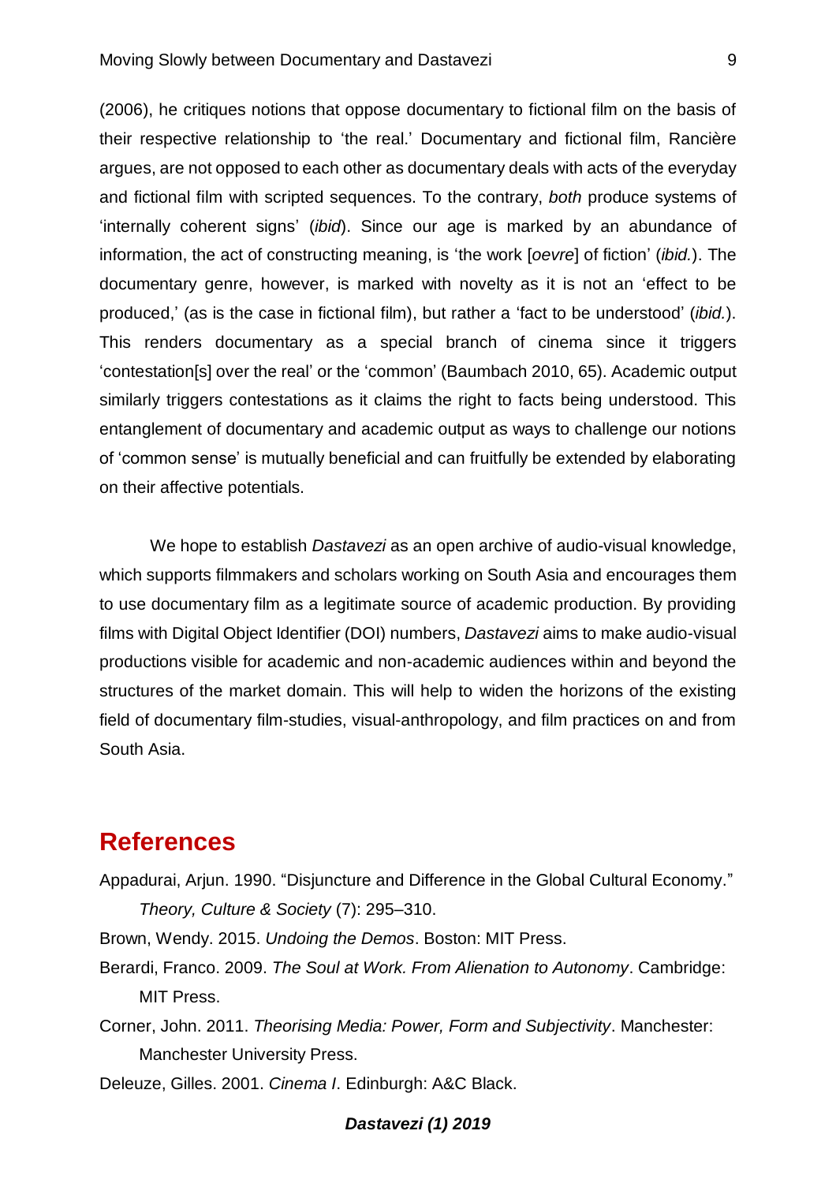(2006), he critiques notions that oppose documentary to fictional film on the basis of their respective relationship to 'the real.' Documentary and fictional film, Rancière argues, are not opposed to each other as documentary deals with acts of the everyday and fictional film with scripted sequences. To the contrary, *both* produce systems of 'internally coherent signs' (*ibid*). Since our age is marked by an abundance of information, the act of constructing meaning, is 'the work [*oevre*] of fiction' (*ibid.*). The documentary genre, however, is marked with novelty as it is not an 'effect to be produced,' (as is the case in fictional film), but rather a 'fact to be understood' (*ibid.*). This renders documentary as a special branch of cinema since it triggers 'contestation[s] over the real' or the 'common' (Baumbach 2010, 65). Academic output similarly triggers contestations as it claims the right to facts being understood. This entanglement of documentary and academic output as ways to challenge our notions of 'common sense' is mutually beneficial and can fruitfully be extended by elaborating on their affective potentials.

We hope to establish *Dastavezi* as an open archive of audio-visual knowledge, which supports filmmakers and scholars working on South Asia and encourages them to use documentary film as a legitimate source of academic production. By providing films with Digital Object Identifier (DOI) numbers, *Dastavezi* aims to make audio-visual productions visible for academic and non-academic audiences within and beyond the structures of the market domain. This will help to widen the horizons of the existing field of documentary film-studies, visual-anthropology, and film practices on and from South Asia.

## References

Appadurai, Arjun. 1990. "Disjuncture and Difference in the Global Cultural Economy." *Theory, Culture & Society* (7): 295–310.

Brown, Wendy. 2015. *Undoing the Demos*. Boston: MIT Press.

Berardi, Franco. 2009. *The Soul at Work. From Alienation to Autonomy*. Cambridge: MIT Press.

Corner, John. 2011. *Theorising Media: Power, Form and Subjectivity*. Manchester: Manchester University Press.

Deleuze, Gilles. 2001. *Cinema I*. Edinburgh: A&C Black.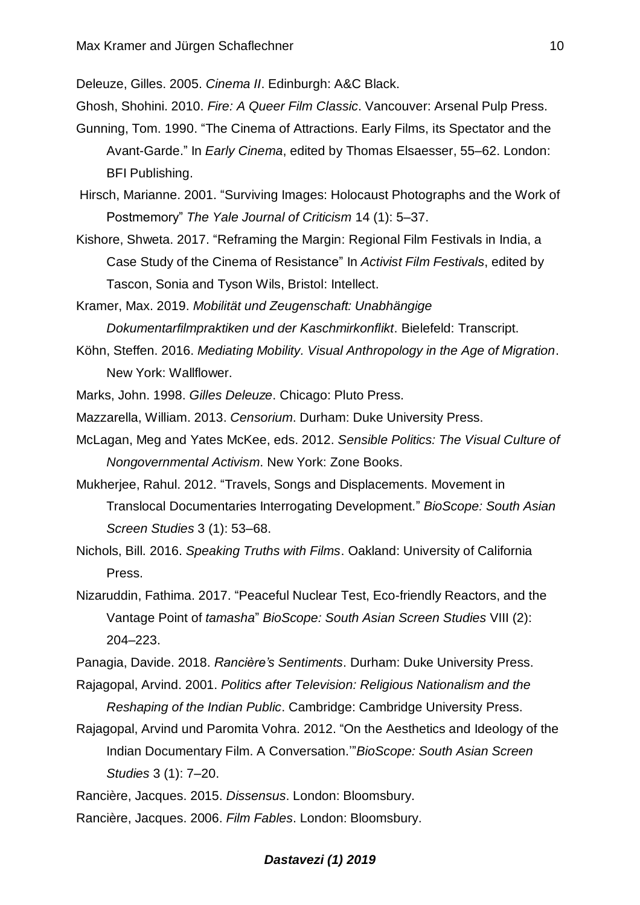Deleuze, Gilles. 2005. *Cinema II*. Edinburgh: A&C Black.

Ghosh, Shohini. 2010. *Fire: A Queer Film Classic*. Vancouver: Arsenal Pulp Press.

Gunning, Tom. 1990. "The Cinema of Attractions. Early Films, its Spectator and the Avant-Garde." In *Early Cinema*, edited by Thomas Elsaesser, 55–62. London: BFI Publishing.

Hirsch, Marianne. 2001. "Surviving Images: Holocaust Photographs and the Work of Postmemory" *The Yale Journal of Criticism* 14 (1): 5–37.

Kishore, Shweta. 2017. "Reframing the Margin: Regional Film Festivals in India, a Case Study of the Cinema of Resistance" In *Activist Film Festivals*, edited by Tascon, Sonia and Tyson Wils, Bristol: Intellect.

Kramer, Max. 2019. *Mobilität und Zeugenschaft: Unabhängige Dokumentarfilmpraktiken und der Kaschmirkonflikt*. Bielefeld: Transcript.

Köhn, Steffen. 2016. *Mediating Mobility. Visual Anthropology in the Age of Migration*. New York: Wallflower.

Marks, John. 1998. *Gilles Deleuze*. Chicago: Pluto Press.

Mazzarella, William. 2013. *Censorium*. Durham: Duke University Press.

McLagan, Meg and Yates McKee, eds. 2012. *Sensible Politics: The Visual Culture of Nongovernmental Activism*. New York: Zone Books.

Mukherjee, Rahul. 2012. "Travels, Songs and Displacements. Movement in Translocal Documentaries Interrogating Development." *BioScope: South Asian Screen Studies* 3 (1): 53–68.

Nichols, Bill. 2016. *Speaking Truths with Films*. Oakland: University of California Press.

Nizaruddin, Fathima. 2017. "Peaceful Nuclear Test, Eco-friendly Reactors, and the Vantage Point of *tamasha*" *BioScope: South Asian Screen Studies* VIII (2): 204–223.

Panagia, Davide. 2018. *Rancière's Sentiments*. Durham: Duke University Press.

Rajagopal, Arvind. 2001. *Politics after Television: Religious Nationalism and the Reshaping of the Indian Public*. Cambridge: Cambridge University Press.

Rajagopal, Arvind und Paromita Vohra. 2012. "On the Aesthetics and Ideology of the Indian Documentary Film. A Conversation.'"*BioScope: South Asian Screen Studies* 3 (1): 7–20.

Rancière, Jacques. 2015. *Dissensus*. London: Bloomsbury.

Rancière, Jacques. 2006. *Film Fables*. London: Bloomsbury.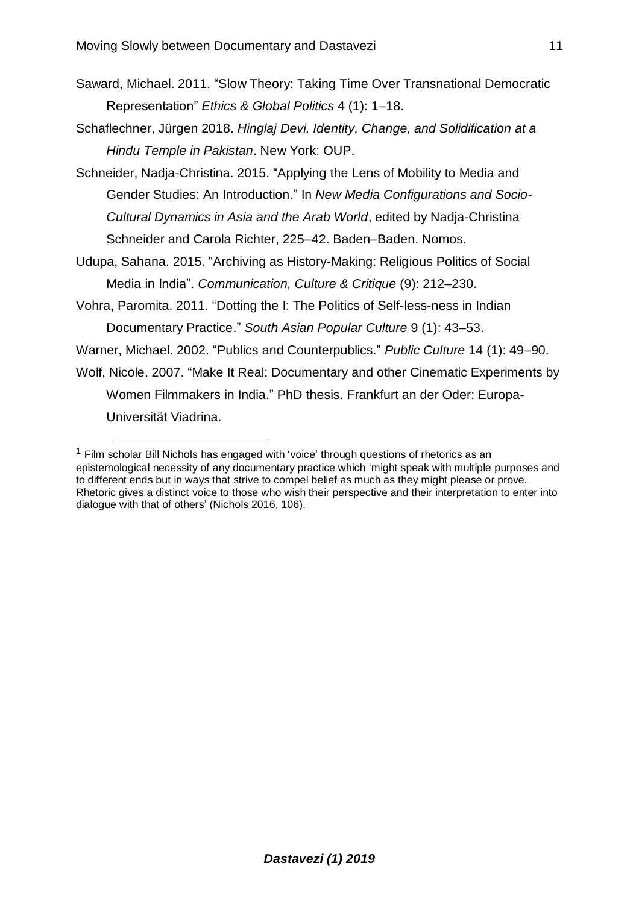Saward, Michael. 2011. “Slow Theory: Taking Time Over Transnational Democratic Representation” *Ethics & Global Politics* 4 (1): 1–18.

Schaflechner, Jürgen 2018. *Hinglaj Devi. Identity, Change, and Solidification at a Hindu Temple in Pakistan*. New York: OUP.

Schneider, Nadja-Christina. 2015. “Applying the Lens of Mobility to Media and Gender Studies: An Introduction.” In *New Media Configurations and Socio-Cultural Dynamics in Asia and the Arab World*, edited by Nadja-Christina Schneider and Carola Richter, 225–42. Baden–Baden. Nomos.

Udupa, Sahana. 2015. “Archiving as History-Making: Religious Politics of Social Media in India”. *Communication, Culture & Critique* (9): 212–230.

Vohra, Paromita. 2011. “Dotting the I: The Politics of Self-less-ness in Indian Documentary Practice.” *South Asian Popular Culture* 9 (1): 43–53.

Warner, Michael. 2002. “Publics and Counterpublics.” *Public Culture* 14 (1): 49–90.

Wolf, Nicole. 2007. “Make It Real: Documentary and other Cinematic Experiments by Women Filmmakers in India.” PhD thesis. Frankfurt an der Oder: Europa-Universität Viadrina.

---

[1] Film scholar Bill Nichols has engaged with ‘voice’ through questions of rhetorics as an epistemological necessity of any documentary practice which ‘might speak with multiple purposes and to different ends but in ways that strive to compel belief as much as they might please or prove. Rhetoric gives a distinct voice to those who wish their perspective and their interpretation to enter into dialogue with that of others’ (Nichols 2016, 106).